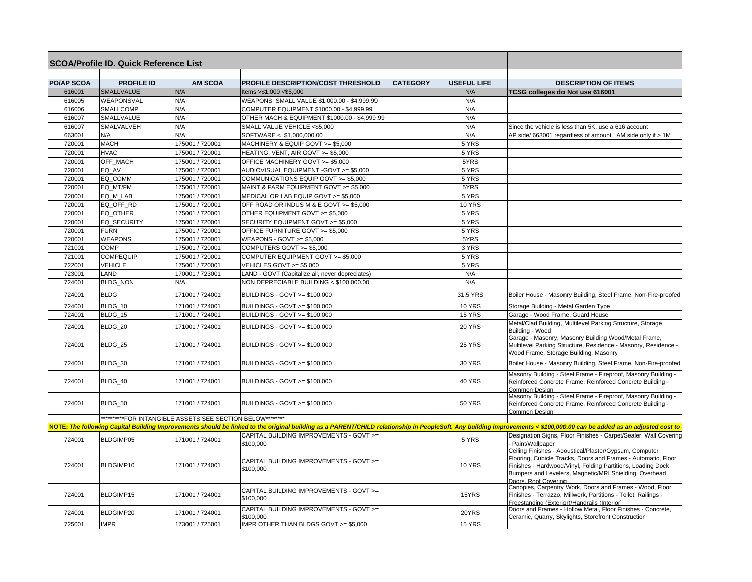## SCOA/Profile ID. Quick Reference List

| PO/AP SCOA | PROFILE ID | AM SCOA | PROFILE DESCRIPTION/COST THRESHOLD | CATEGORY | USEFUL LIFE | DESCRIPTION OF ITEMS |
|---|---|---|---|---|---|---|
| 616001 | SMALLVALUE | N/A | Items >$1,000 <$5,000 | | N/A | **TCSG colleges do Not use 616001** |
| 616005 | WEAPONSVAL | N/A | WEAPONS SMALL VALUE $1,000.00 - $4,999.99 | | N/A | |
| 616006 | SMALLCOMP | N/A | COMPUTER EQUIPMENT $1000.00 - $4,999.99 | | N/A | |
| 616007 | SMALLVALUE | N/A | OTHER MACH & EQUIPMENT $1000.00 - $4,999.99 | | N/A | |
| 616007 | SMALVALVEH | N/A | SMALL VALUE VEHICLE <$5,000 | | N/A | Since the vehicle is less than 5K, use a 616 account |
| 663001 | N/A | N/A | SOFTWARE < $1,000,000.00 | | N/A | AP side/ 663001 regardless of amount. AM side only if > 1M |
| 720001 | MACH | 175001 / 720001 | MACHINERY & EQUIP GOVT >= $5,000 | | 5 YRS | |
| 720001 | HVAC | 175001 / 720001 | HEATING, VENT, AIR GOVT >= $5,000 | | 5 YRS | |
| 720001 | OFF_MACH | 175001 / 720001 | OFFICE MACHINERY GOVT >= $5,000 | | 5YRS | |
| 720001 | EQ_AV | 175001 / 720001 | AUDIOVISUAL EQUIPMENT -GOVT >= $5,000 | | 5 YRS | |
| 720001 | EQ_COMM | 175001 / 720001 | COMMUNICATIONS EQUIP GOVT >= $5,000 | | 5 YRS | |
| 720001 | EQ_MT/FM | 175001 / 720001 | MAINT & FARM EQUIPMENT GOVT >= $5,000 | | 5YRS | |
| 720001 | EQ_M_LAB | 175001 / 720001 | MEDICAL OR LAB EQUIP GOVT >= $5,000 | | 5 YRS | |
| 720001 | EQ_OFF_RD | 175001 / 720001 | OFF ROAD OR INDUS M & E GOVT >= $5,000 | | 10 YRS | |
| 720001 | EQ_OTHER | 175001 / 720001 | OTHER EQUIPMENT GOVT >= $5,000 | | 5 YRS | |
| 720001 | EQ_SECURITY | 175001 / 720001 | SECURITY EQUIPMENT GOVT >= $5,000 | | 5 YRS | |
| 720001 | FURN | 175001 / 720001 | OFFICE FURNITURE GOVT >= $5,000 | | 5 YRS | |
| 720001 | WEAPONS | 175001 / 720001 | WEAPONS - GOVT >= $5,000 | | 5YRS | |
| 721001 | COMP | 175001 / 720001 | COMPUTERS GOVT >= $5,000 | | 3 YRS | |
| 721001 | COMPEQUIP | 175001 / 720001 | COMPUTER EQUIPMENT GOVT >= $5,000 | | 5 YRS | |
| 722001 | VEHICLE | 175001 / 720001 | VEHICLES GOVT >= $5,000 | | 5 YRS | |
| 723001 | LAND | 170001 / 723001 | LAND - GOVT (Capitalize all, never depreciates) | | N/A | |
| 724001 | BLDG_NON | N/A | NON DEPRECIABLE BUILDING < $100,000.00 | | N/A | |
| 724001 | BLDG | 171001 / 724001 | BUILDINGS - GOVT >= $100,000 | | 31.5 YRS | Boiler House - Masonry Building, Steel Frame, Non-Fire-proofed |
| 724001 | BLDG_10 | 171001 / 724001 | BUILDINGS - GOVT >= $100,000 | | 10 YRS | Storage Building - Metal Garden Type |
| 724001 | BLDG_15 | 171001 / 724001 | BUILDINGS - GOVT >= $100,000 | | 15 YRS | Garage - Wood Frame, Guard House |
| 724001 | BLDG_20 | 171001 / 724001 | BUILDINGS - GOVT >= $100,000 | | 20 YRS | Metal/Clad Building, Multilevel Parking Structure, Storage Building - Wood |
| 724001 | BLDG_25 | 171001 / 724001 | BUILDINGS - GOVT >= $100,000 | | 25 YRS | Garage - Masonry, Masonry Building Wood/Metal Frame, Multilevel Parking Structure, Residence - Masonry, Residence - Wood Frame, Storage Building, Masonry |
| 724001 | BLDG_30 | 171001 / 724001 | BUILDINGS - GOVT >= $100,000 | | 30 YRS | Boiler House - Masonry Building, Steel Frame, Non-Fire-proofed |
| 724001 | BLDG_40 | 171001 / 724001 | BUILDINGS - GOVT >= $100,000 | | 40 YRS | Masonry Building - Steel Frame - Fireproof, Masonry Building - Reinforced Concrete Frame, Reinforced Concrete Building - Common Design |
| 724001 | BLDG_50 | 171001 / 724001 | BUILDINGS - GOVT >= $100,000 | | 50 YRS | Masonry Building - Steel Frame - Fireproof, Masonry Building - Reinforced Concrete Frame, Reinforced Concrete Building - Common Design |
| | **********FOR INTANGIBLE ASSETS SEE SECTION BELOW******** | | | | | |
| ***NOTE: The following Capital Building Improvements should be linked to the original building as a PARENT/CHILD relationship in PeopleSoft. Any building improvements < $100,000.00 can be added as an adjusted cost to*** | | | | | | |
| 724001 | BLDGIMP05 | 171001 / 724001 | CAPITAL BUILDING IMPROVEMENTS - GOVT >= $100,000 | | 5 YRS | Designation Signs, Floor Finishes - Carpet/Sealer, Wall Covering - Paint/Wallpaper |
| 724001 | BLDGIMP10 | 171001 / 724001 | CAPITAL BUILDING IMPROVEMENTS - GOVT >= $100,000 | | 10 YRS | Ceiling Finishes - Acoustical/Plaster/Gypsum, Computer Flooring, Cubicle Tracks, Doors and Frames - Automatic, Floor Finishes - Hardwood/Vinyl, Folding Partitions, Loading Dock Bumpers and Levelers, Magnetic/MRI Shielding, Overhead Doors, Roof Covering |
| 724001 | BLDGIMP15 | 171001 / 724001 | CAPITAL BUILDING IMPROVEMENTS - GOVT >= $100,000 | | 15YRS | Canopies, Carpentry Work, Doors and Frames - Wood, Floor Finishes - Terrazzo, Millwork, Partitions - Toilet, Railings - Freestanding (Exterior)/Handrails (Interior) |
| 724001 | BLDGIMP20 | 171001 / 724001 | CAPITAL BUILDING IMPROVEMENTS - GOVT >= $100,000 | | 20YRS | Doors and Frames - Hollow Metal, Floor Finishes - Concrete, Ceramic, Quarry, Skylights, Storefront Construction |
| 725001 | IMPR | 173001 / 725001 | IMPR OTHER THAN BLDGS GOVT >= $5,000 | | 15 YRS | |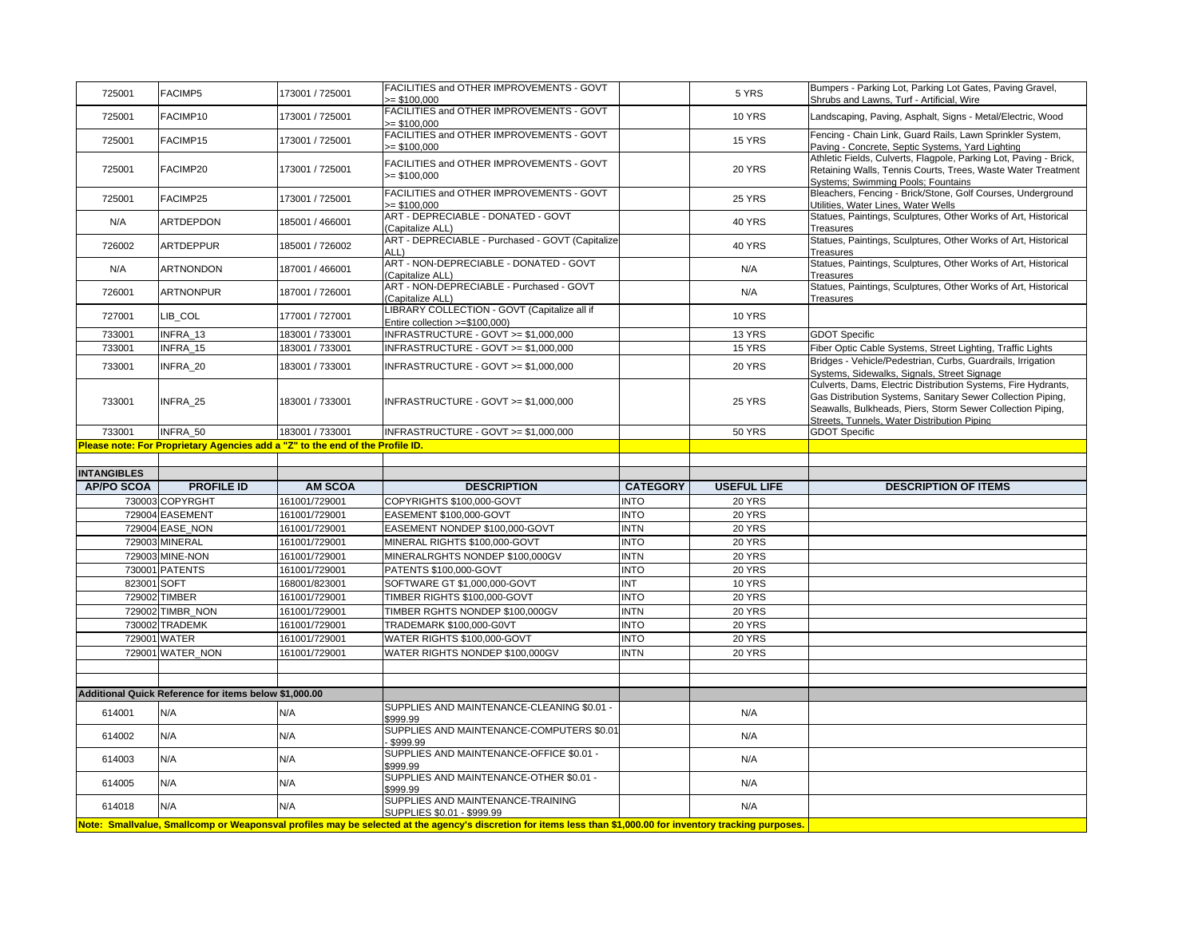| | | | | | | |
|---|---|---|---|---|---|---|
| 725001 | FACIMP5 | 173001 / 725001 | FACILITIES and OTHER IMPROVEMENTS - GOVT >= $100,000 | | 5 YRS | Bumpers - Parking Lot, Parking Lot Gates, Paving Gravel, Shrubs and Lawns, Turf - Artificial, Wire |
| 725001 | FACIMP10 | 173001 / 725001 | FACILITIES and OTHER IMPROVEMENTS - GOVT >= $100,000 | | 10 YRS | Landscaping, Paving, Asphalt, Signs - Metal/Electric, Wood |
| 725001 | FACIMP15 | 173001 / 725001 | FACILITIES and OTHER IMPROVEMENTS - GOVT >= $100,000 | | 15 YRS | Fencing - Chain Link, Guard Rails, Lawn Sprinkler System, Paving - Concrete, Septic Systems, Yard Lighting |
| 725001 | FACIMP20 | 173001 / 725001 | FACILITIES and OTHER IMPROVEMENTS - GOVT >= $100,000 | | 20 YRS | Athletic Fields, Culverts, Flagpole, Parking Lot, Paving - Brick, Retaining Walls, Tennis Courts, Trees, Waste Water Treatment Systems; Swimming Pools; Fountains |
| 725001 | FACIMP25 | 173001 / 725001 | FACILITIES and OTHER IMPROVEMENTS - GOVT >= $100,000 | | 25 YRS | Bleachers, Fencing - Brick/Stone, Golf Courses, Underground Utilities, Water Lines, Water Wells |
| N/A | ARTDEPDON | 185001 / 466001 | ART - DEPRECIABLE - DONATED - GOVT (Capitalize ALL) | | 40 YRS | Statues, Paintings, Sculptures, Other Works of Art, Historical Treasures |
| 726002 | ARTDEPPUR | 185001 / 726002 | ART - DEPRECIABLE - Purchased - GOVT (Capitalize ALL) | | 40 YRS | Statues, Paintings, Sculptures, Other Works of Art, Historical Treasures |
| N/A | ARTNONDON | 187001 / 466001 | ART - NON-DEPRECIABLE - DONATED - GOVT (Capitalize ALL) | | N/A | Statues, Paintings, Sculptures, Other Works of Art, Historical Treasures |
| 726001 | ARTNONPUR | 187001 / 726001 | ART - NON-DEPRECIABLE - Purchased - GOVT (Capitalize ALL) | | N/A | Statues, Paintings, Sculptures, Other Works of Art, Historical Treasures |
| 727001 | LIB_COL | 177001 / 727001 | LIBRARY COLLECTION - GOVT (Capitalize all if Entire collection >=$100,000) | | 10 YRS | |
| 733001 | INFRA_13 | 183001 / 733001 | INFRASTRUCTURE - GOVT >= $1,000,000 | | 13 YRS | GDOT Specific |
| 733001 | INFRA_15 | 183001 / 733001 | INFRASTRUCTURE - GOVT >= $1,000,000 | | 15 YRS | Fiber Optic Cable Systems, Street Lighting, Traffic Lights |
| 733001 | INFRA_20 | 183001 / 733001 | INFRASTRUCTURE - GOVT >= $1,000,000 | | 20 YRS | Bridges - Vehicle/Pedestrian, Curbs, Guardrails, Irrigation Systems, Sidewalks, Signals, Street Signage |
| 733001 | INFRA_25 | 183001 / 733001 | INFRASTRUCTURE - GOVT >= $1,000,000 | | 25 YRS | Culverts, Dams, Electric Distribution Systems, Fire Hydrants, Gas Distribution Systems, Sanitary Sewer Collection Piping, Seawalls, Bulkheads, Piers, Storm Sewer Collection Piping, Streets, Tunnels, Water Distribution Piping |
| 733001 | INFRA_50 | 183001 / 733001 | INFRASTRUCTURE - GOVT >= $1,000,000 | | 50 YRS | GDOT Specific |

**Please note: For Proprietary Agencies add a "Z" to the end of the Profile ID.**

**INTANGIBLES**

| AP/PO SCOA | PROFILE ID | AM SCOA | DESCRIPTION | CATEGORY | USEFUL LIFE | DESCRIPTION OF ITEMS |
|---|---|---|---|---|---|---|
| 730003 | COPYRGHT | 161001/729001 | COPYRIGHTS $100,000-GOVT | INTO | 20 YRS | |
| 729004 | EASEMENT | 161001/729001 | EASEMENT $100,000-GOVT | INTO | 20 YRS | |
| 729004 | EASE_NON | 161001/729001 | EASEMENT NONDEP $100,000-GOVT | INTN | 20 YRS | |
| 729003 | MINERAL | 161001/729001 | MINERAL RIGHTS $100,000-GOVT | INTO | 20 YRS | |
| 729003 | MINE-NON | 161001/729001 | MINERALRGHTS NONDEP $100,000GV | INTN | 20 YRS | |
| 730001 | PATENTS | 161001/729001 | PATENTS $100,000-GOVT | INTO | 20 YRS | |
| 823001 | SOFT | 168001/823001 | SOFTWARE GT $1,000,000-GOVT | INT | 10 YRS | |
| 729002 | TIMBER | 161001/729001 | TIMBER RIGHTS $100,000-GOVT | INTO | 20 YRS | |
| 729002 | TIMBR_NON | 161001/729001 | TIMBER RGHTS NONDEP $100,000GV | INTN | 20 YRS | |
| 730002 | TRADEMK | 161001/729001 | TRADEMARK $100,000-G0VT | INTO | 20 YRS | |
| 729001 | WATER | 161001/729001 | WATER RIGHTS $100,000-GOVT | INTO | 20 YRS | |
| 729001 | WATER_NON | 161001/729001 | WATER RIGHTS NONDEP $100,000GV | INTN | 20 YRS | |

**Additional Quick Reference for items below $1,000.00**

| | | | | | | |
|---|---|---|---|---|---|---|
| 614001 | N/A | N/A | SUPPLIES AND MAINTENANCE-CLEANING $0.01 - $999.99 | | N/A | |
| 614002 | N/A | N/A | SUPPLIES AND MAINTENANCE-COMPUTERS $0.01 - $999.99 | | N/A | |
| 614003 | N/A | N/A | SUPPLIES AND MAINTENANCE-OFFICE $0.01 - $999.99 | | N/A | |
| 614005 | N/A | N/A | SUPPLIES AND MAINTENANCE-OTHER $0.01 - $999.99 | | N/A | |
| 614018 | N/A | N/A | SUPPLIES AND MAINTENANCE-TRAINING SUPPLIES $0.01 - $999.99 | | N/A | |

**Note: Smallvalue, Smallcomp or Weaponsval profiles may be selected at the agency's discretion for items less than $1,000.00 for inventory tracking purposes.**